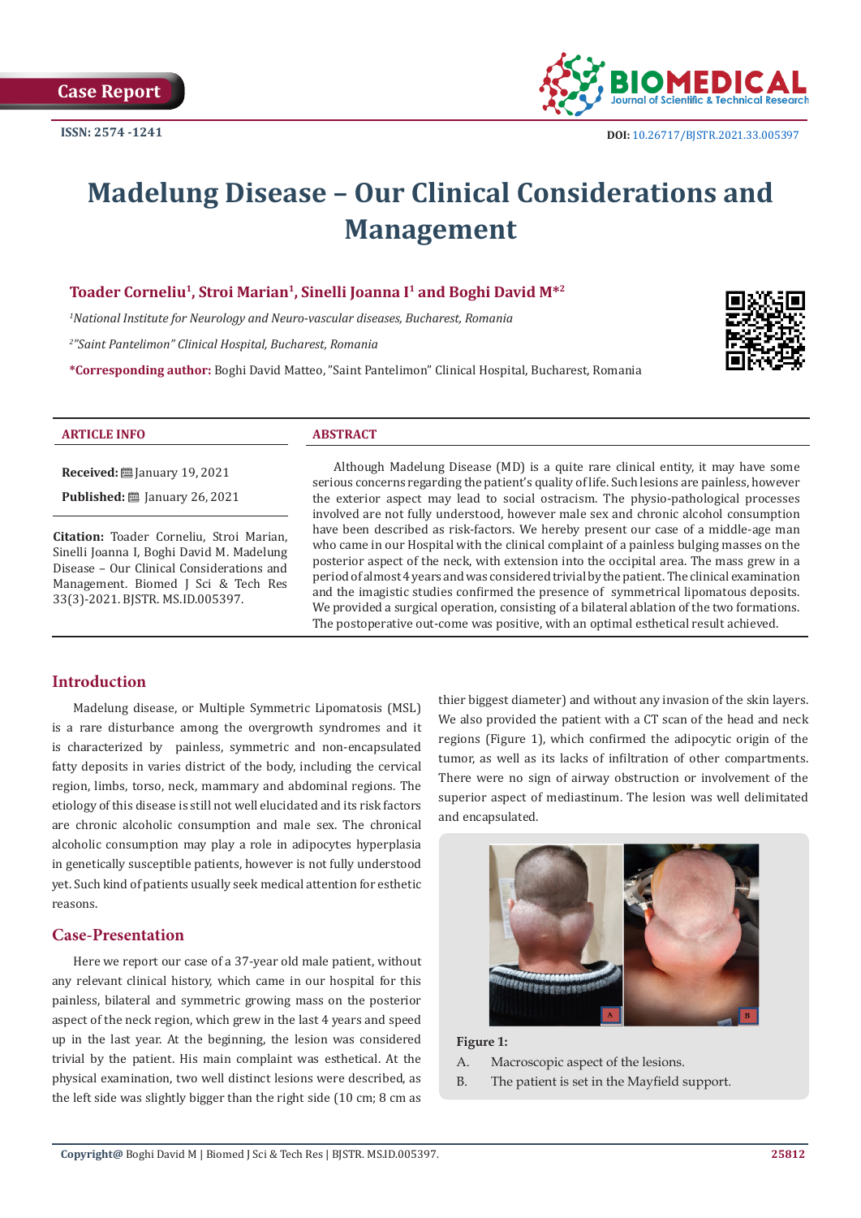Case Report

ISSN: 2574 -1241

DOI: 10.26717/BJSTR.2021.33.005397

# Madelung Disease – Our Clinical Considerations and Management

**Toader Corneliu[1], Stroi Marian[1], Sinelli Joanna I[1] and Boghi David M*[2]**

[1]National Institute for Neurology and Neuro-vascular diseases, Bucharest, Romania

[2]"Saint Pantelimon" Clinical Hospital, Bucharest, Romania

**\*Corresponding author:** Boghi David Matteo, "Saint Pantelimon" Clinical Hospital, Bucharest, Romania

## ARTICLE INFO

**Received:** January 19, 2021

**Published:** January 26, 2021

**Citation:** Toader Corneliu, Stroi Marian, Sinelli Joanna I, Boghi David M. Madelung Disease – Our Clinical Considerations and Management. Biomed J Sci & Tech Res 33(3)-2021. BJSTR. MS.ID.005397.

## ABSTRACT

Although Madelung Disease (MD) is a quite rare clinical entity, it may have some serious concerns regarding the patient's quality of life. Such lesions are painless, however the exterior aspect may lead to social ostracism. The physio-pathological processes involved are not fully understood, however male sex and chronic alcohol consumption have been described as risk-factors. We hereby present our case of a middle-age man who came in our Hospital with the clinical complaint of a painless bulging masses on the posterior aspect of the neck, with extension into the occipital area. The mass grew in a period of almost 4 years and was considered trivial by the patient. The clinical examination and the imagistic studies confirmed the presence of symmetrical lipomatous deposits. We provided a surgical operation, consisting of a bilateral ablation of the two formations. The postoperative out-come was positive, with an optimal esthetical result achieved.

## Introduction

Madelung disease, or Multiple Symmetric Lipomatosis (MSL) is a rare disturbance among the overgrowth syndromes and it is characterized by painless, symmetric and non-encapsulated fatty deposits in varies district of the body, including the cervical region, limbs, torso, neck, mammary and abdominal regions. The etiology of this disease is still not well elucidated and its risk factors are chronic alcoholic consumption and male sex. The chronical alcoholic consumption may play a role in adipocytes hyperplasia in genetically susceptible patients, however is not fully understood yet. Such kind of patients usually seek medical attention for esthetic reasons.

## Case-Presentation

Here we report our case of a 37-year old male patient, without any relevant clinical history, which came in our hospital for this painless, bilateral and symmetric growing mass on the posterior aspect of the neck region, which grew in the last 4 years and speed up in the last year. At the beginning, the lesion was considered trivial by the patient. His main complaint was esthetical. At the physical examination, two well distinct lesions were described, as the left side was slightly bigger than the right side (10 cm; 8 cm as thier biggest diameter) and without any invasion of the skin layers. We also provided the patient with a CT scan of the head and neck regions (Figure 1), which confirmed the adipocytic origin of the tumor, as well as its lacks of infiltration of other compartments. There were no sign of airway obstruction or involvement of the superior aspect of mediastinum. The lesion was well delimitated and encapsulated.

**Figure 1:**

A. Macroscopic aspect of the lesions.

B. The patient is set in the Mayfield support.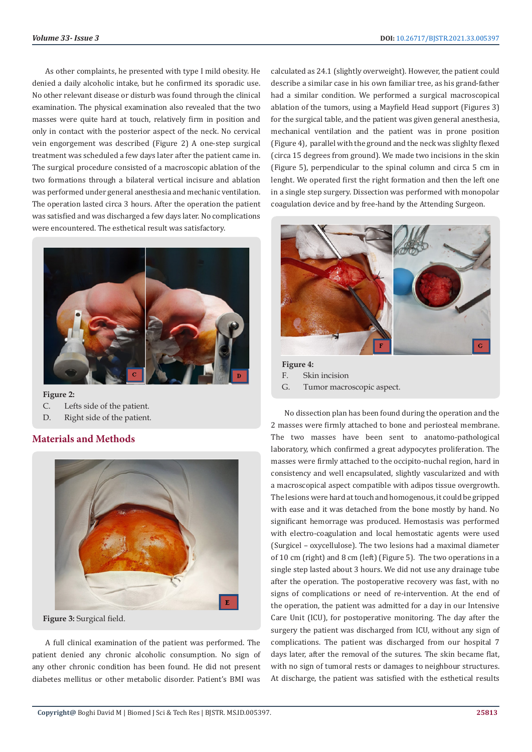As other complaints, he presented with type I mild obesity. He denied a daily alcoholic intake, but he confirmed its sporadic use. No other relevant disease or disturb was found through the clinical examination. The physical examination also revealed that the two masses were quite hard at touch, relatively firm in position and only in contact with the posterior aspect of the neck. No cervical vein engorgement was described (Figure 2) A one-step surgical treatment was scheduled a few days later after the patient came in. The surgical procedure consisted of a macroscopic ablation of the two formations through a bilateral vertical incisure and ablation was performed under general anesthesia and mechanic ventilation. The operation lasted circa 3 hours. After the operation the patient was satisfied and was discharged a few days later. No complications were encountered. The esthetical result was satisfactory.

**Figure 2:**
C. Lefts side of the patient.
D. Right side of the patient.

## Materials and Methods

**Figure 3:** Surgical field.

A full clinical examination of the patient was performed. The patient denied any chronic alcoholic consumption. No sign of any other chronic condition has been found. He did not present diabetes mellitus or other metabolic disorder. Patient's BMI was calculated as 24.1 (slightly overweight). However, the patient could describe a similar case in his own familiar tree, as his grand-father had a similar condition. We performed a surgical macroscopical ablation of the tumors, using a Mayfield Head support (Figures 3) for the surgical table, and the patient was given general anesthesia, mechanical ventilation and the patient was in prone position (Figure 4), parallel with the ground and the neck was slighlty flexed (circa 15 degrees from ground). We made two incisions in the skin (Figure 5), perpendicular to the spinal column and circa 5 cm in lenght. We operated first the right formation and then the left one in a single step surgery. Dissection was performed with monopolar coagulation device and by free-hand by the Attending Surgeon.

**Figure 4:**
F. Skin incision
G. Tumor macroscopic aspect.

No dissection plan has been found during the operation and the 2 masses were firmly attached to bone and periosteal membrane. The two masses have been sent to anatomo-pathological laboratory, which confirmed a great adypocytes proliferation. The masses were firmly attached to the occipito-nuchal region, hard in consistency and well encapsulated, slightly vascularized and with a macroscopical aspect compatible with adipos tissue overgrowth. The lesions were hard at touch and homogenous, it could be gripped with ease and it was detached from the bone mostly by hand. No significant hemorrage was produced. Hemostasis was performed with electro-coagulation and local hemostatic agents were used (Surgicel – oxycellulose). The two lesions had a maximal diameter of 10 cm (right) and 8 cm (left) (Figure 5). The two operations in a single step lasted about 3 hours. We did not use any drainage tube after the operation. The postoperative recovery was fast, with no signs of complications or need of re-intervention. At the end of the operation, the patient was admitted for a day in our Intensive Care Unit (ICU), for postoperative monitoring. The day after the surgery the patient was discharged from ICU, without any sign of complications. The patient was discharged from our hospital 7 days later, after the removal of the sutures. The skin became flat, with no sign of tumoral rests or damages to neighbour structures. At discharge, the patient was satisfied with the esthetical results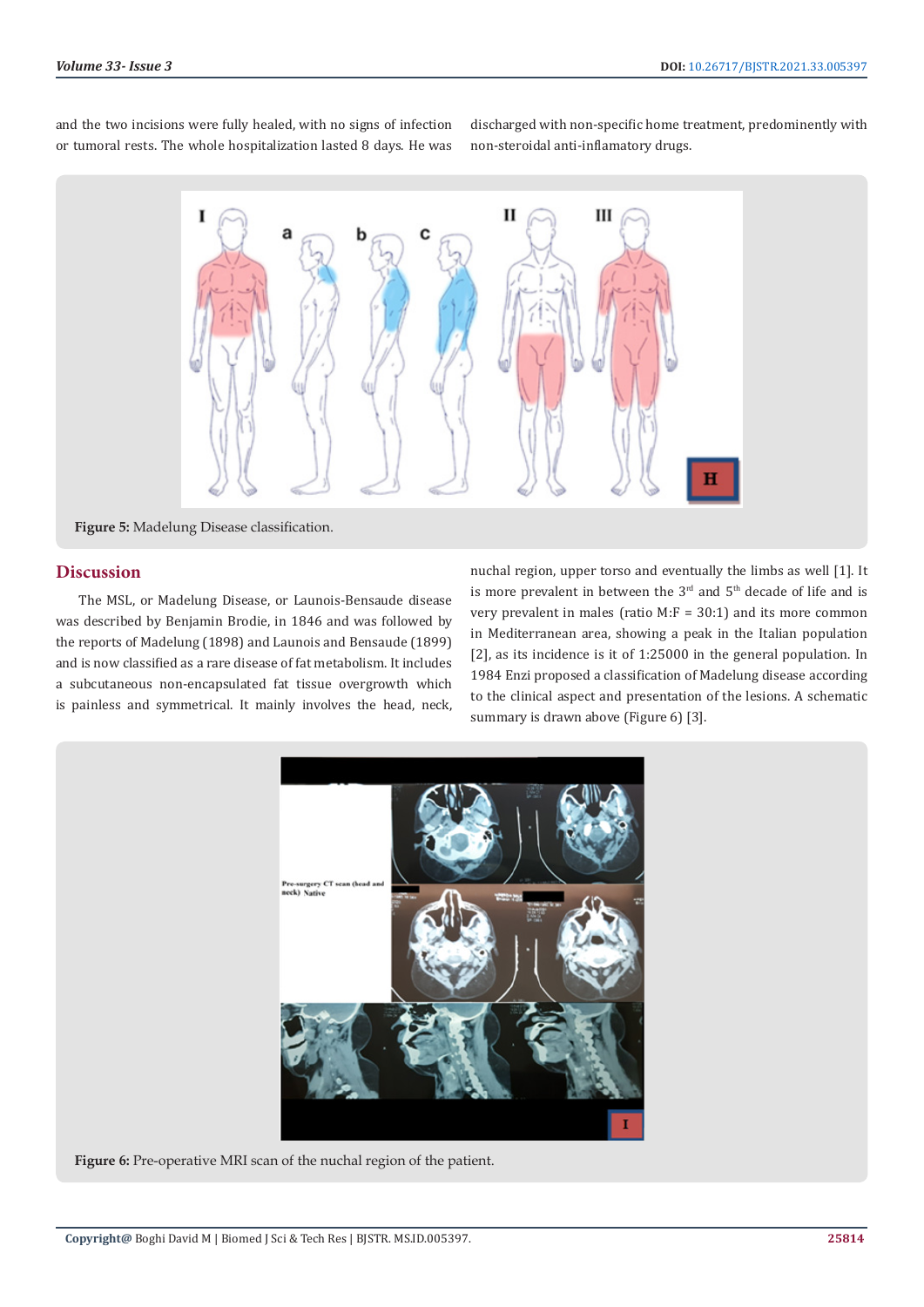and the two incisions were fully healed, with no signs of infection or tumoral rests. The whole hospitalization lasted 8 days. He was discharged with non-specific home treatment, predominently with non-steroidal anti-inflamatory drugs.

**Figure 5:** Madelung Disease classification.

## Discussion

The MSL, or Madelung Disease, or Launois-Bensaude disease was described by Benjamin Brodie, in 1846 and was followed by the reports of Madelung (1898) and Launois and Bensaude (1899) and is now classified as a rare disease of fat metabolism. It includes a subcutaneous non-encapsulated fat tissue overgrowth which is painless and symmetrical. It mainly involves the head, neck, nuchal region, upper torso and eventually the limbs as well [1]. It is more prevalent in between the 3rd and 5th decade of life and is very prevalent in males (ratio M:F = 30:1) and its more common in Mediterranean area, showing a peak in the Italian population [2], as its incidence is it of 1:25000 in the general population. In 1984 Enzi proposed a classification of Madelung disease according to the clinical aspect and presentation of the lesions. A schematic summary is drawn above (Figure 6) [3].

**Figure 6:** Pre-operative MRI scan of the nuchal region of the patient.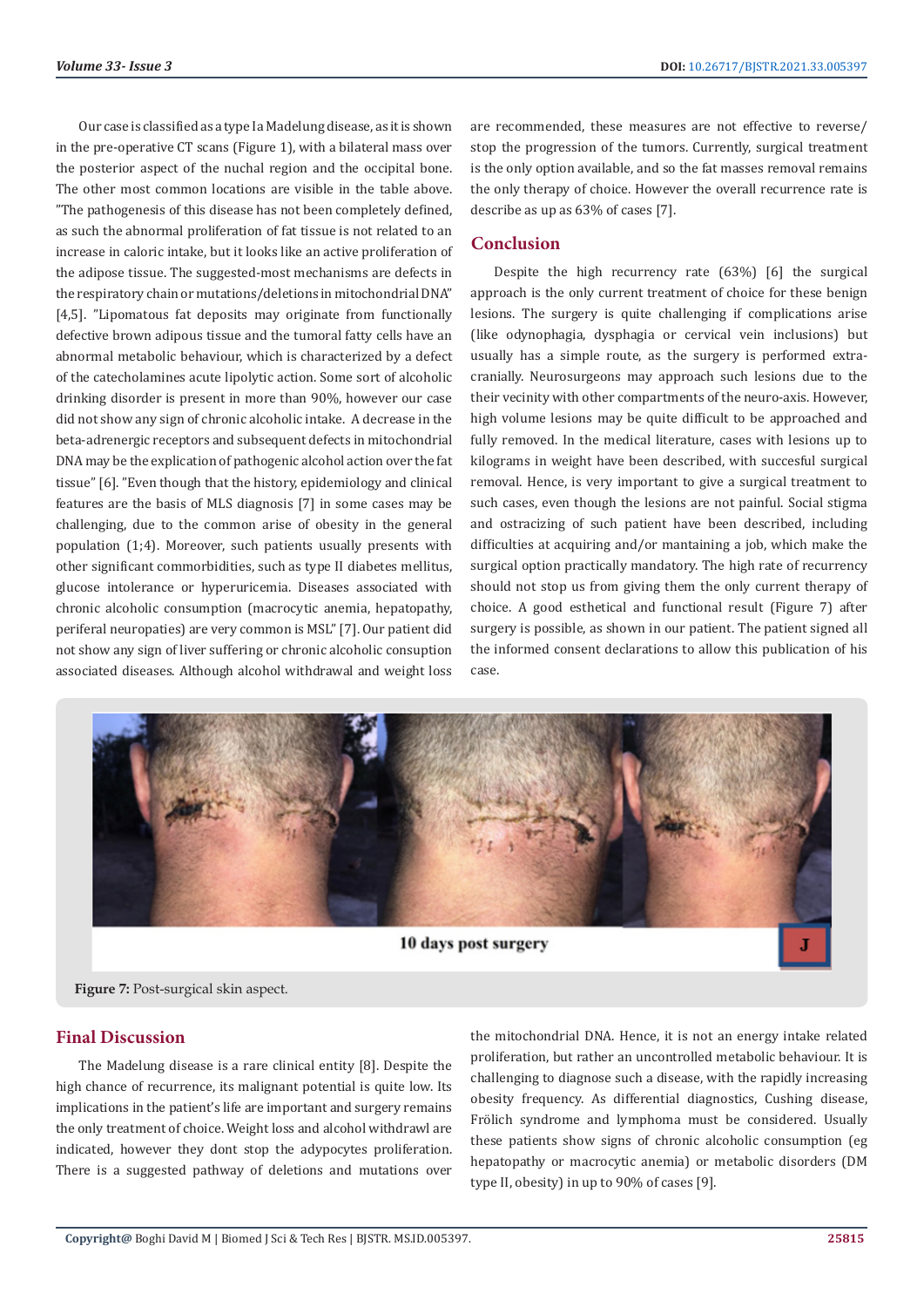Our case is classified as a type Ia Madelung disease, as it is shown in the pre-operative CT scans (Figure 1), with a bilateral mass over the posterior aspect of the nuchal region and the occipital bone. The other most common locations are visible in the table above. "The pathogenesis of this disease has not been completely defined, as such the abnormal proliferation of fat tissue is not related to an increase in caloric intake, but it looks like an active proliferation of the adipose tissue. The suggested-most mechanisms are defects in the respiratory chain or mutations/deletions in mitochondrial DNA" [4,5]. "Lipomatous fat deposits may originate from functionally defective brown adipous tissue and the tumoral fatty cells have an abnormal metabolic behaviour, which is characterized by a defect of the catecholamines acute lipolytic action. Some sort of alcoholic drinking disorder is present in more than 90%, however our case did not show any sign of chronic alcoholic intake. A decrease in the beta-adrenergic receptors and subsequent defects in mitochondrial DNA may be the explication of pathogenic alcohol action over the fat tissue" [6]. "Even though that the history, epidemiology and clinical features are the basis of MLS diagnosis [7] in some cases may be challenging, due to the common arise of obesity in the general population (1;4). Moreover, such patients usually presents with other significant commorbidities, such as type II diabetes mellitus, glucose intolerance or hyperuricemia. Diseases associated with chronic alcoholic consumption (macrocytic anemia, hepatopathy, periferal neuropaties) are very common is MSL" [7]. Our patient did not show any sign of liver suffering or chronic alcoholic consuption associated diseases. Although alcohol withdrawal and weight loss are recommended, these measures are not effective to reverse/stop the progression of the tumors. Currently, surgical treatment is the only option available, and so the fat masses removal remains the only therapy of choice. However the overall recurrence rate is describe as up as 63% of cases [7].

## Conclusion

Despite the high recurrency rate (63%) [6] the surgical approach is the only current treatment of choice for these benign lesions. The surgery is quite challenging if complications arise (like odynophagia, dysphagia or cervical vein inclusions) but usually has a simple route, as the surgery is performed extra-cranially. Neurosurgeons may approach such lesions due to the their vecinity with other compartments of the neuro-axis. However, high volume lesions may be quite difficult to be approached and fully removed. In the medical literature, cases with lesions up to kilograms in weight have been described, with succesful surgical removal. Hence, is very important to give a surgical treatment to such cases, even though the lesions are not painful. Social stigma and ostracizing of such patient have been described, including difficulties at acquiring and/or mantaining a job, which make the surgical option practically mandatory. The high rate of recurrency should not stop us from giving them the only current therapy of choice. A good esthetical and functional result (Figure 7) after surgery is possible, as shown in our patient. The patient signed all the informed consent declarations to allow this publication of his case.

10 days post surgery

J

**Figure 7:** Post-surgical skin aspect.

## Final Discussion

The Madelung disease is a rare clinical entity [8]. Despite the high chance of recurrence, its malignant potential is quite low. Its implications in the patient's life are important and surgery remains the only treatment of choice. Weight loss and alcohol withdrawl are indicated, however they dont stop the adypocytes proliferation. There is a suggested pathway of deletions and mutations over the mitochondrial DNA. Hence, it is not an energy intake related proliferation, but rather an uncontrolled metabolic behaviour. It is challenging to diagnose such a disease, with the rapidly increasing obesity frequency. As differential diagnostics, Cushing disease, Frölich syndrome and lymphoma must be considered. Usually these patients show signs of chronic alcoholic consumption (eg hepatopathy or macrocytic anemia) or metabolic disorders (DM type II, obesity) in up to 90% of cases [9].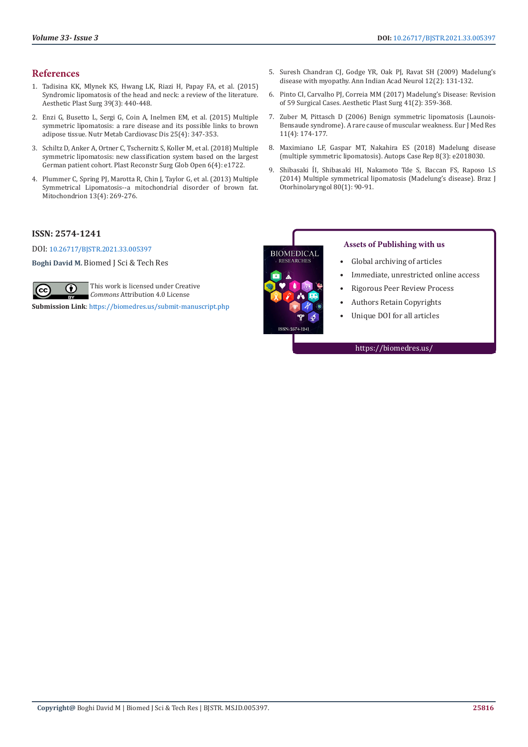## References

1. Tadisina KK, Mlynek KS, Hwang LK, Riazi H, Papay FA, et al. (2015) Syndromic lipomatosis of the head and neck: a review of the literature. Aesthetic Plast Surg 39(3): 440-448.
2. Enzi G, Busetto L, Sergi G, Coin A, Inelmen EM, et al. (2015) Multiple symmetric lipomatosis: a rare disease and its possible links to brown adipose tissue. Nutr Metab Cardiovasc Dis 25(4): 347-353.
3. Schiltz D, Anker A, Ortner C, Tschernitz S, Koller M, et al. (2018) Multiple symmetric lipomatosis: new classification system based on the largest German patient cohort. Plast Reconstr Surg Glob Open 6(4): e1722.
4. Plummer C, Spring PJ, Marotta R, Chin J, Taylor G, et al. (2013) Multiple Symmetrical Lipomatosis--a mitochondrial disorder of brown fat. Mitochondrion 13(4): 269-276.
5. Suresh Chandran CJ, Godge YR, Oak PJ, Ravat SH (2009) Madelung's disease with myopathy. Ann Indian Acad Neurol 12(2): 131-132.
6. Pinto CI, Carvalho PJ, Correia MM (2017) Madelung's Disease: Revision of 59 Surgical Cases. Aesthetic Plast Surg 41(2): 359-368.
7. Zuber M, Pittasch D (2006) Benign symmetric lipomatosis (Launois-Bensaude syndrome). A rare cause of muscular weakness. Eur J Med Res 11(4): 174-177.
8. Maximiano LF, Gaspar MT, Nakahira ES (2018) Madelung disease (multiple symmetric lipomatosis). Autops Case Rep 8(3): e2018030.
9. Shibasaki ÍI, Shibasaki HI, Nakamoto Tde S, Baccan FS, Raposo LS (2014) Multiple symmetrical lipomatosis (Madelung's disease). Braz J Otorhinolaryngol 80(1): 90-91.

**ISSN: 2574-1241**

DOI: 10.26717/BJSTR.2021.33.005397

**Boghi David M.** Biomed J Sci & Tech Res

This work is licensed under Creative *Commons* Attribution 4.0 License

**Submission Link**: https://biomedres.us/submit-manuscript.php

**Assets of Publishing with us**

- Global archiving of articles
- Immediate, unrestricted online access
- Rigorous Peer Review Process
- Authors Retain Copyrights
- Unique DOI for all articles

https://biomedres.us/